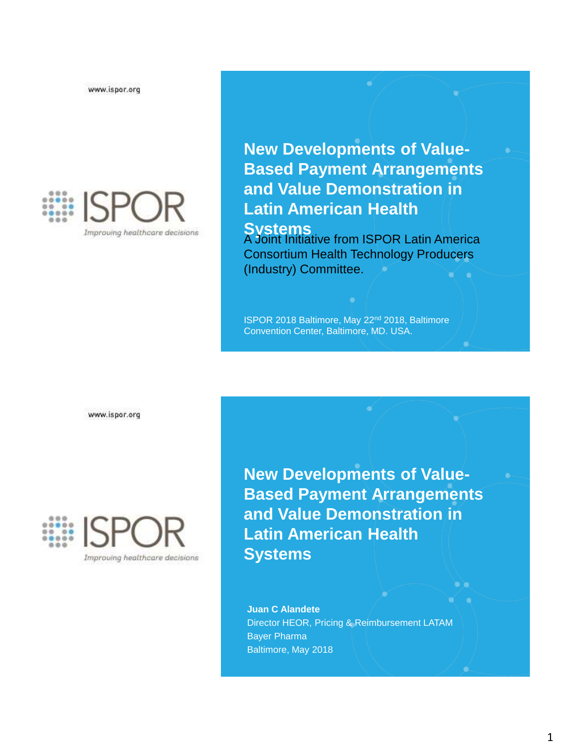www.ispor.org

ISPOR

*Improving healthcare decisions*

# New Developments of Value-Based Payment Arrangements and Value Demonstration in Latin American Health Systems

A Joint Initiative from ISPOR Latin America Consortium Health Technology Producers (Industry) Committee.

ISPOR 2018 Baltimore, May 22nd 2018, Baltimore Convention Center, Baltimore, MD. USA.

---

www.ispor.org

ISPOR

*Improving healthcare decisions*

# New Developments of Value-Based Payment Arrangements and Value Demonstration in Latin American Health Systems

**Juan C Alandete**
Director HEOR, Pricing & Reimbursement LATAM
Bayer Pharma
Baltimore, May 2018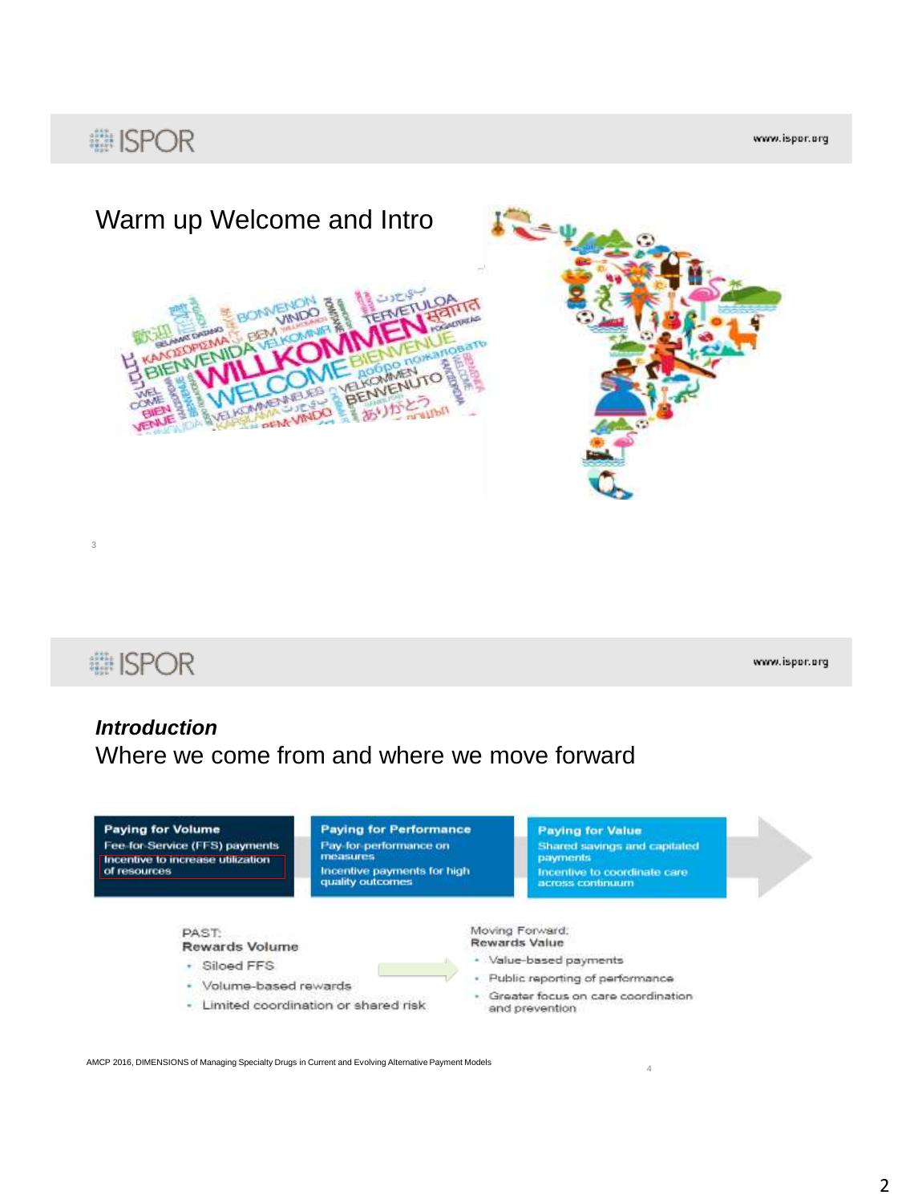## Warm up Welcome and Intro

## *Introduction*

Where we come from and where we move forward

**Paying for Volume**
Fee-for-Service (FFS) payments
Incentive to increase utilization of resources

**Paying for Performance**
Pay-for-performance on measures
Incentive payments for high quality outcomes

**Paying for Value**
Shared savings and capitated payments
Incentive to coordinate care across continuum

PAST:
**Rewards Volume**

- Siloed FFS
- Volume-based rewards
- Limited coordination or shared risk

Moving Forward:
**Rewards Value**

- Value-based payments
- Public reporting of performance
- Greater focus on care coordination and prevention

AMCP 2016, DIMENSIONS of Managing Specialty Drugs in Current and Evolving Alternative Payment Models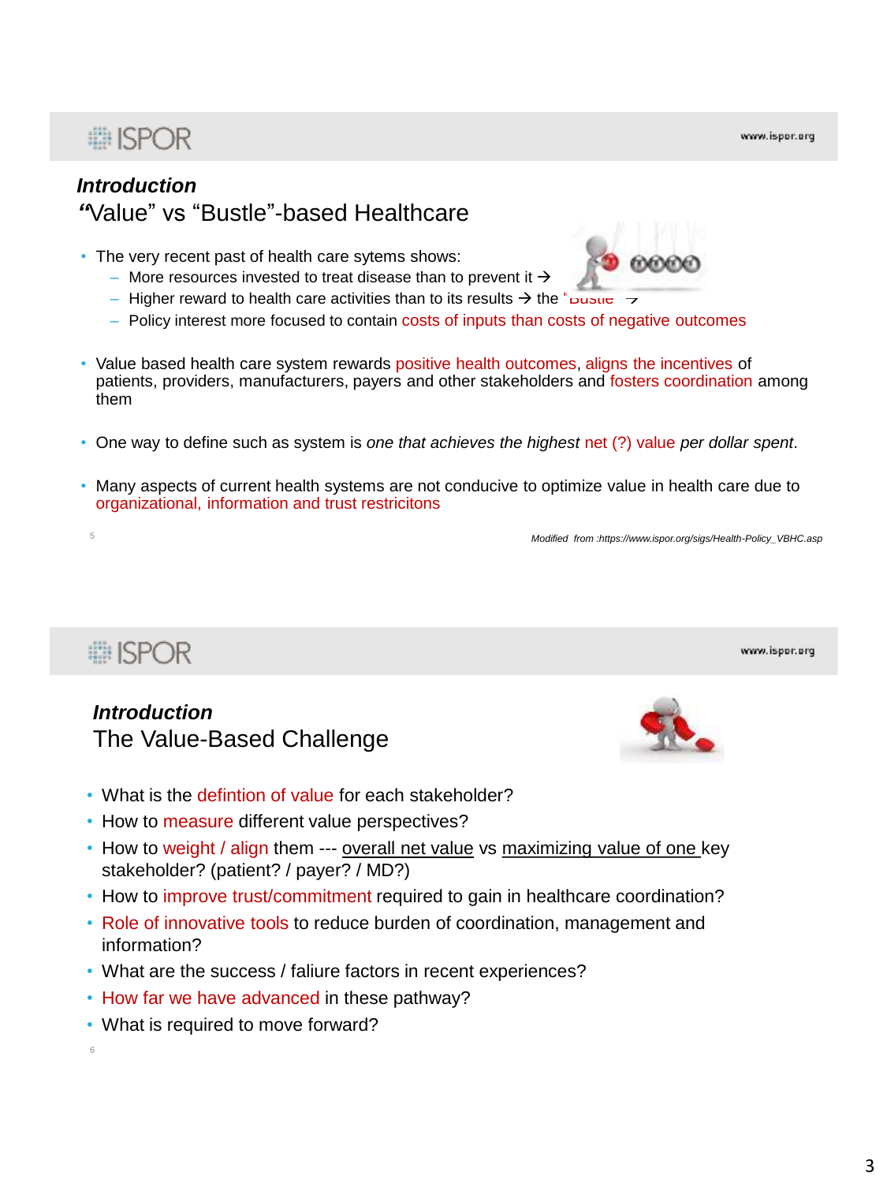## *Introduction*

### "Value" vs "Bustle"-based Healthcare

- The very recent past of health care sytems shows:
  - More resources invested to treat disease than to prevent it →
  - Higher reward to health care activities than to its results → the "Bustle" →
  - Policy interest more focused to contain costs of inputs than costs of negative outcomes
- Value based health care system rewards positive health outcomes, aligns the incentives of patients, providers, manufacturers, payers and other stakeholders and fosters coordination among them
- One way to define such as system is *one that achieves the highest* net (?) value *per dollar spent*.
- Many aspects of current health systems are not conducive to optimize value in health care due to organizational, information and trust restricitons

*Modified from :https://www.ispor.org/sigs/Health-Policy_VBHC.asp*

## *Introduction*

### The Value-Based Challenge

- What is the defintion of value for each stakeholder?
- How to measure different value perspectives?
- How to weight / align them --- overall net value vs maximizing value of one key stakeholder? (patient? / payer? / MD?)
- How to improve trust/commitment required to gain in healthcare coordination?
- Role of innovative tools to reduce burden of coordination, management and information?
- What are the success / faliure factors in recent experiences?
- How far we have advanced in these pathway?
- What is required to move forward?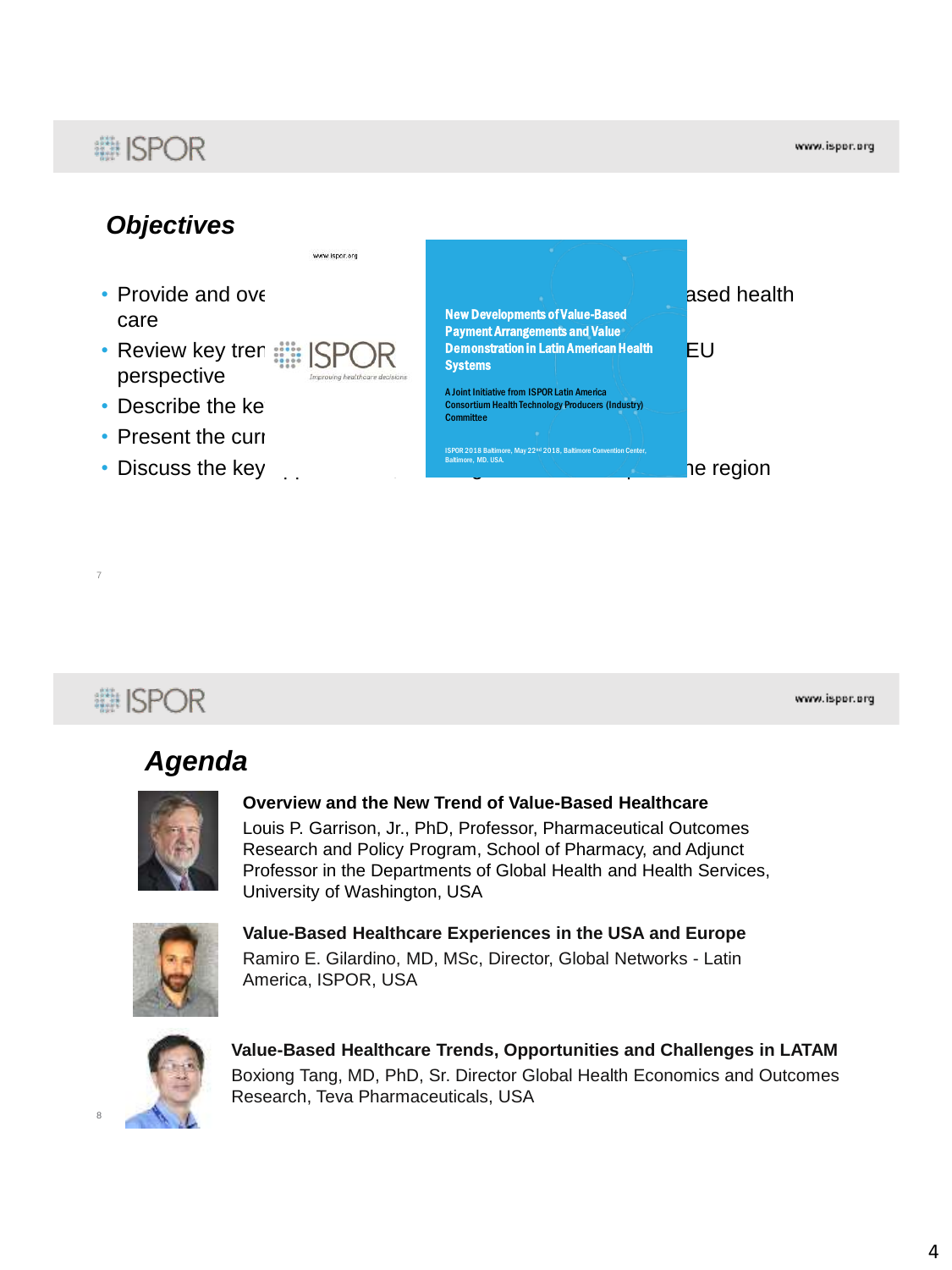## Objectives

- Provide and ove... ased health care
- Review key tren... EU perspective
- Describe the ke...
- Present the curr...
- Discuss the key ... he region

New Developments of Value-Based Payment Arrangements and Value Demonstration in Latin American Health Systems

A Joint Initiative from ISPOR Latin America Consortium Health Technology Producers (Industry) Committee

ISPOR 2018 Baltimore, May 22nd 2018, Baltimore Convention Center, Baltimore, MD, USA.

## Agenda

**Overview and the New Trend of Value-Based Healthcare**
Louis P. Garrison, Jr., PhD, Professor, Pharmaceutical Outcomes Research and Policy Program, School of Pharmacy, and Adjunct Professor in the Departments of Global Health and Health Services, University of Washington, USA

**Value-Based Healthcare Experiences in the USA and Europe**
Ramiro E. Gilardino, MD, MSc, Director, Global Networks - Latin America, ISPOR, USA

**Value-Based Healthcare Trends, Opportunities and Challenges in LATAM**
Boxiong Tang, MD, PhD, Sr. Director Global Health Economics and Outcomes Research, Teva Pharmaceuticals, USA